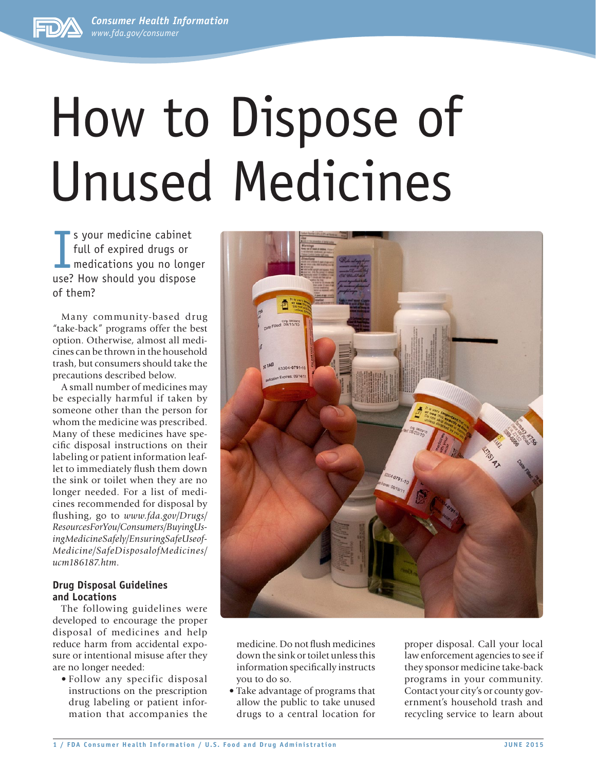# How to Dispose of Unused Medicines

Is your medicine cabinet full of expired drugs or medications you no longer use? How should you dispose of them?

Many community-based drug "take-back" programs offer the best option. Otherwise, almost all medicines can be thrown in the household trash, but consumers should take the precautions described below.

A small number of medicines may be especially harmful if taken by someone other than the person for whom the medicine was prescribed. Many of these medicines have specific disposal instructions on their labeling or patient information leaflet to immediately flush them down the sink or toilet when they are no longer needed. For a list of medicines recommended for disposal by flushing, go to *www.fda.gov/Drugs/ResourcesForYou/Consumers/BuyingUsingMedicineSafely/EnsuringSafeUseofMedicine/SafeDisposalofMedicines/ucm186187.htm*.

### Drug Disposal Guidelines and Locations

The following guidelines were developed to encourage the proper disposal of medicines and help reduce harm from accidental exposure or intentional misuse after they are no longer needed:

- Follow any specific disposal instructions on the prescription drug labeling or patient information that accompanies the medicine. Do not flush medicines down the sink or toilet unless this information specifically instructs you to do so.
- Take advantage of programs that allow the public to take unused drugs to a central location for proper disposal. Call your local law enforcement agencies to see if they sponsor medicine take-back programs in your community. Contact your city's or county government's household trash and recycling service to learn about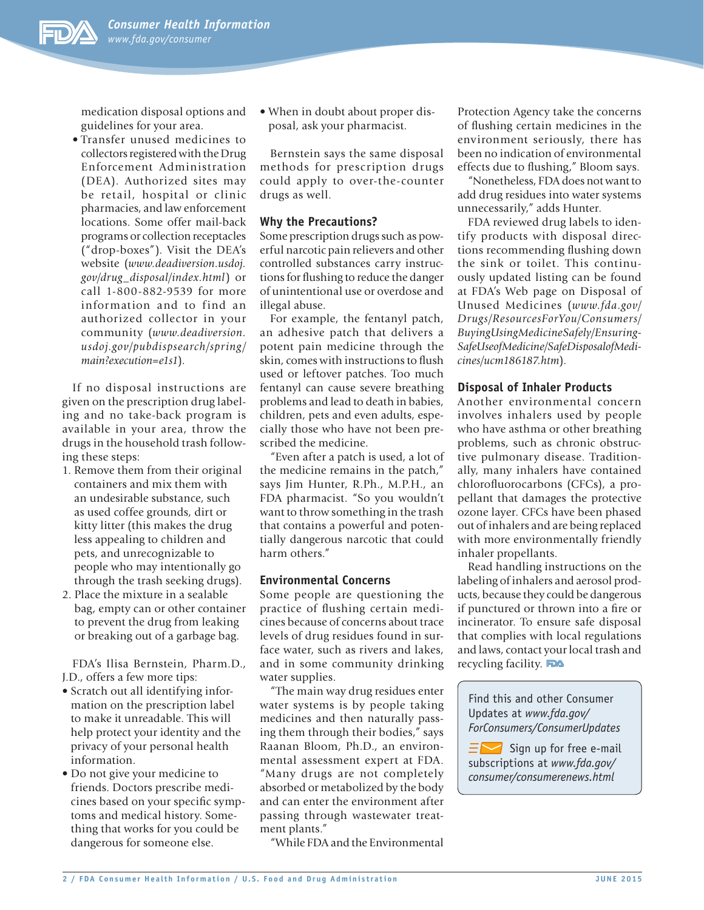medication disposal options and guidelines for your area.

- Transfer unused medicines to collectors registered with the Drug Enforcement Administration (DEA). Authorized sites may be retail, hospital or clinic pharmacies, and law enforcement locations. Some offer mail-back programs or collection receptacles ("drop-boxes"). Visit the DEA's website (*www.deadiversion.usdoj.gov/drug_disposal/index.html*) or call 1-800-882-9539 for more information and to find an authorized collector in your community (*www.deadiversion.usdoj.gov/pubdispsearch/spring/main?execution=e1s1*).

If no disposal instructions are given on the prescription drug labeling and no take-back program is available in your area, throw the drugs in the household trash following these steps:

1. Remove them from their original containers and mix them with an undesirable substance, such as used coffee grounds, dirt or kitty litter (this makes the drug less appealing to children and pets, and unrecognizable to people who may intentionally go through the trash seeking drugs).
2. Place the mixture in a sealable bag, empty can or other container to prevent the drug from leaking or breaking out of a garbage bag.

FDA's Ilisa Bernstein, Pharm.D., J.D., offers a few more tips:

- Scratch out all identifying information on the prescription label to make it unreadable. This will help protect your identity and the privacy of your personal health information.
- Do not give your medicine to friends. Doctors prescribe medicines based on your specific symptoms and medical history. Something that works for you could be dangerous for someone else.
- When in doubt about proper disposal, ask your pharmacist.

Bernstein says the same disposal methods for prescription drugs could apply to over-the-counter drugs as well.

## Why the Precautions?

Some prescription drugs such as powerful narcotic pain relievers and other controlled substances carry instructions for flushing to reduce the danger of unintentional use or overdose and illegal abuse.

For example, the fentanyl patch, an adhesive patch that delivers a potent pain medicine through the skin, comes with instructions to flush used or leftover patches. Too much fentanyl can cause severe breathing problems and lead to death in babies, children, pets and even adults, especially those who have not been prescribed the medicine.

"Even after a patch is used, a lot of the medicine remains in the patch," says Jim Hunter, R.Ph., M.P.H., an FDA pharmacist. "So you wouldn't want to throw something in the trash that contains a powerful and potentially dangerous narcotic that could harm others."

## Environmental Concerns

Some people are questioning the practice of flushing certain medicines because of concerns about trace levels of drug residues found in surface water, such as rivers and lakes, and in some community drinking water supplies.

"The main way drug residues enter water systems is by people taking medicines and then naturally passing them through their bodies," says Raanan Bloom, Ph.D., an environmental assessment expert at FDA. "Many drugs are not completely absorbed or metabolized by the body and can enter the environment after passing through wastewater treatment plants."

"While FDA and the Environmental Protection Agency take the concerns of flushing certain medicines in the environment seriously, there has been no indication of environmental effects due to flushing," Bloom says.

"Nonetheless, FDA does not want to add drug residues into water systems unnecessarily," adds Hunter.

FDA reviewed drug labels to identify products with disposal directions recommending flushing down the sink or toilet. This continuously updated listing can be found at FDA's Web page on Disposal of Unused Medicines (*www.fda.gov/Drugs/ResourcesForYou/Consumers/BuyingUsingMedicineSafely/EnsuringSafeUseofMedicine/SafeDisposalofMedicines/ucm186187.htm*).

## Disposal of Inhaler Products

Another environmental concern involves inhalers used by people who have asthma or other breathing problems, such as chronic obstructive pulmonary disease. Traditionally, many inhalers have contained chlorofluorocarbons (CFCs), a propellant that damages the protective ozone layer. CFCs have been phased out of inhalers and are being replaced with more environmentally friendly inhaler propellants.

Read handling instructions on the labeling of inhalers and aerosol products, because they could be dangerous if punctured or thrown into a fire or incinerator. To ensure safe disposal that complies with local regulations and laws, contact your local trash and recycling facility.

Find this and other Consumer Updates at *www.fda.gov/ForConsumers/ConsumerUpdates*

Sign up for free e-mail subscriptions at *www.fda.gov/consumer/consumerenews.html*